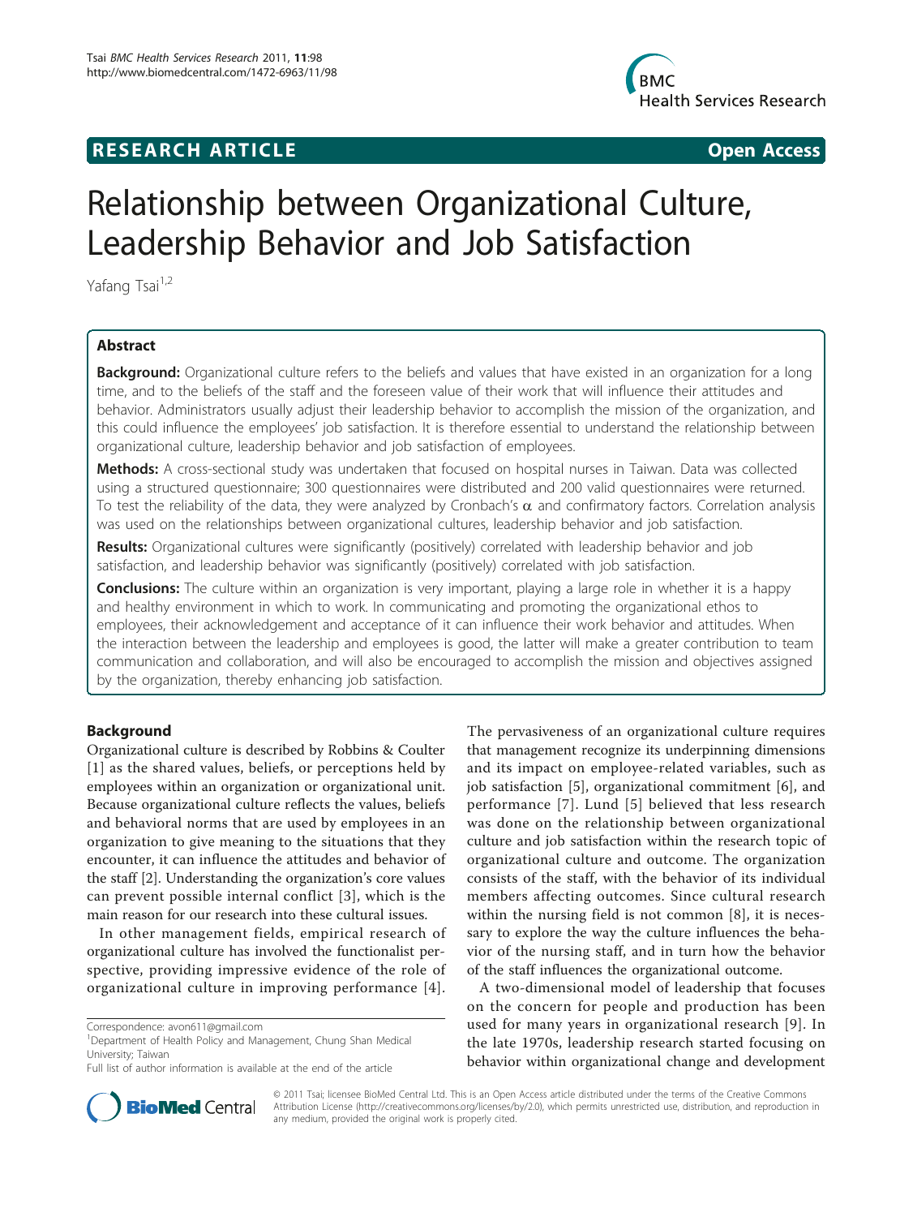RESEARCH ARTICLE Open Access

# Relationship between Organizational Culture, Leadership Behavior and Job Satisfaction

Yafang Tsai[1,2]

## Abstract

**Background:** Organizational culture refers to the beliefs and values that have existed in an organization for a long time, and to the beliefs of the staff and the foreseen value of their work that will influence their attitudes and behavior. Administrators usually adjust their leadership behavior to accomplish the mission of the organization, and this could influence the employees' job satisfaction. It is therefore essential to understand the relationship between organizational culture, leadership behavior and job satisfaction of employees.

**Methods:** A cross-sectional study was undertaken that focused on hospital nurses in Taiwan. Data was collected using a structured questionnaire; 300 questionnaires were distributed and 200 valid questionnaires were returned. To test the reliability of the data, they were analyzed by Cronbach's $\alpha$ and confirmatory factors. Correlation analysis was used on the relationships between organizational cultures, leadership behavior and job satisfaction.

**Results:** Organizational cultures were significantly (positively) correlated with leadership behavior and job satisfaction, and leadership behavior was significantly (positively) correlated with job satisfaction.

**Conclusions:** The culture within an organization is very important, playing a large role in whether it is a happy and healthy environment in which to work. In communicating and promoting the organizational ethos to employees, their acknowledgement and acceptance of it can influence their work behavior and attitudes. When the interaction between the leadership and employees is good, the latter will make a greater contribution to team communication and collaboration, and will also be encouraged to accomplish the mission and objectives assigned by the organization, thereby enhancing job satisfaction.

## Background

Organizational culture is described by Robbins & Coulter [1] as the shared values, beliefs, or perceptions held by employees within an organization or organizational unit. Because organizational culture reflects the values, beliefs and behavioral norms that are used by employees in an organization to give meaning to the situations that they encounter, it can influence the attitudes and behavior of the staff [2]. Understanding the organization's core values can prevent possible internal conflict [3], which is the main reason for our research into these cultural issues.

In other management fields, empirical research of organizational culture has involved the functionalist perspective, providing impressive evidence of the role of organizational culture in improving performance [4]. The pervasiveness of an organizational culture requires that management recognize its underpinning dimensions and its impact on employee-related variables, such as job satisfaction [5], organizational commitment [6], and performance [7]. Lund [5] believed that less research was done on the relationship between organizational culture and job satisfaction within the research topic of organizational culture and outcome. The organization consists of the staff, with the behavior of its individual members affecting outcomes. Since cultural research within the nursing field is not common [8], it is necessary to explore the way the culture influences the behavior of the nursing staff, and in turn how the behavior of the staff influences the organizational outcome.

A two-dimensional model of leadership that focuses on the concern for people and production has been used for many years in organizational research [9]. In the late 1970s, leadership research started focusing on behavior within organizational change and development

Correspondence: avon611@gmail.com

[1]Department of Health Policy and Management, Chung Shan Medical University; Taiwan

Full list of author information is available at the end of the article

© 2011 Tsai; licensee BioMed Central Ltd. This is an Open Access article distributed under the terms of the Creative Commons Attribution License (http://creativecommons.org/licenses/by/2.0), which permits unrestricted use, distribution, and reproduction in any medium, provided the original work is properly cited.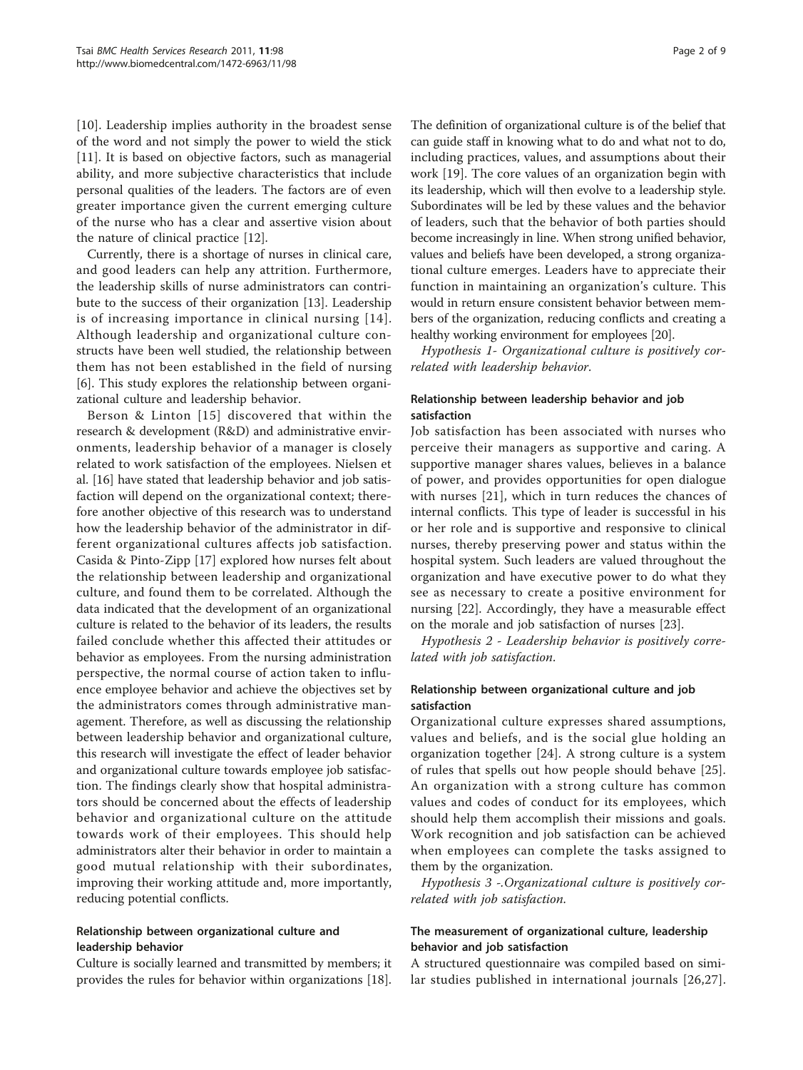[10]. Leadership implies authority in the broadest sense of the word and not simply the power to wield the stick [11]. It is based on objective factors, such as managerial ability, and more subjective characteristics that include personal qualities of the leaders. The factors are of even greater importance given the current emerging culture of the nurse who has a clear and assertive vision about the nature of clinical practice [12].

Currently, there is a shortage of nurses in clinical care, and good leaders can help any attrition. Furthermore, the leadership skills of nurse administrators can contribute to the success of their organization [13]. Leadership is of increasing importance in clinical nursing [14]. Although leadership and organizational culture constructs have been well studied, the relationship between them has not been established in the field of nursing [6]. This study explores the relationship between organizational culture and leadership behavior.

Berson & Linton [15] discovered that within the research & development (R&D) and administrative environments, leadership behavior of a manager is closely related to work satisfaction of the employees. Nielsen et al. [16] have stated that leadership behavior and job satisfaction will depend on the organizational context; therefore another objective of this research was to understand how the leadership behavior of the administrator in different organizational cultures affects job satisfaction. Casida & Pinto-Zipp [17] explored how nurses felt about the relationship between leadership and organizational culture, and found them to be correlated. Although the data indicated that the development of an organizational culture is related to the behavior of its leaders, the results failed conclude whether this affected their attitudes or behavior as employees. From the nursing administration perspective, the normal course of action taken to influence employee behavior and achieve the objectives set by the administrators comes through administrative management. Therefore, as well as discussing the relationship between leadership behavior and organizational culture, this research will investigate the effect of leader behavior and organizational culture towards employee job satisfaction. The findings clearly show that hospital administrators should be concerned about the effects of leadership behavior and organizational culture on the attitude towards work of their employees. This should help administrators alter their behavior in order to maintain a good mutual relationship with their subordinates, improving their working attitude and, more importantly, reducing potential conflicts.

### Relationship between organizational culture and leadership behavior

Culture is socially learned and transmitted by members; it provides the rules for behavior within organizations [18]. The definition of organizational culture is of the belief that can guide staff in knowing what to do and what not to do, including practices, values, and assumptions about their work [19]. The core values of an organization begin with its leadership, which will then evolve to a leadership style. Subordinates will be led by these values and the behavior of leaders, such that the behavior of both parties should become increasingly in line. When strong unified behavior, values and beliefs have been developed, a strong organizational culture emerges. Leaders have to appreciate their function in maintaining an organization's culture. This would in return ensure consistent behavior between members of the organization, reducing conflicts and creating a healthy working environment for employees [20].

*Hypothesis 1- Organizational culture is positively correlated with leadership behavior.*

### Relationship between leadership behavior and job satisfaction

Job satisfaction has been associated with nurses who perceive their managers as supportive and caring. A supportive manager shares values, believes in a balance of power, and provides opportunities for open dialogue with nurses [21], which in turn reduces the chances of internal conflicts. This type of leader is successful in his or her role and is supportive and responsive to clinical nurses, thereby preserving power and status within the hospital system. Such leaders are valued throughout the organization and have executive power to do what they see as necessary to create a positive environment for nursing [22]. Accordingly, they have a measurable effect on the morale and job satisfaction of nurses [23].

*Hypothesis 2 - Leadership behavior is positively correlated with job satisfaction.*

### Relationship between organizational culture and job satisfaction

Organizational culture expresses shared assumptions, values and beliefs, and is the social glue holding an organization together [24]. A strong culture is a system of rules that spells out how people should behave [25]. An organization with a strong culture has common values and codes of conduct for its employees, which should help them accomplish their missions and goals. Work recognition and job satisfaction can be achieved when employees can complete the tasks assigned to them by the organization.

*Hypothesis 3 -.Organizational culture is positively correlated with job satisfaction.*

### The measurement of organizational culture, leadership behavior and job satisfaction

A structured questionnaire was compiled based on similar studies published in international journals [26,27].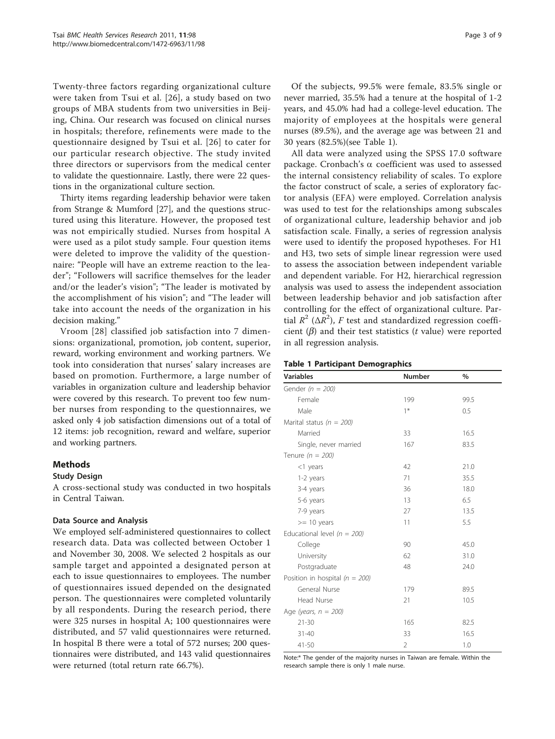Twenty-three factors regarding organizational culture were taken from Tsui et al. [26], a study based on two groups of MBA students from two universities in Beijing, China. Our research was focused on clinical nurses in hospitals; therefore, refinements were made to the questionnaire designed by Tsui et al. [26] to cater for our particular research objective. The study invited three directors or supervisors from the medical center to validate the questionnaire. Lastly, there were 22 questions in the organizational culture section.

Thirty items regarding leadership behavior were taken from Strange & Mumford [27], and the questions structured using this literature. However, the proposed test was not empirically studied. Nurses from hospital A were used as a pilot study sample. Four question items were deleted to improve the validity of the questionnaire: "People will have an extreme reaction to the leader"; "Followers will sacrifice themselves for the leader and/or the leader's vision"; "The leader is motivated by the accomplishment of his vision"; and "The leader will take into account the needs of the organization in his decision making."

Vroom [28] classified job satisfaction into 7 dimensions: organizational, promotion, job content, superior, reward, working environment and working partners. We took into consideration that nurses' salary increases are based on promotion. Furthermore, a large number of variables in organization culture and leadership behavior were covered by this research. To prevent too few number nurses from responding to the questionnaires, we asked only 4 job satisfaction dimensions out of a total of 12 items: job recognition, reward and welfare, superior and working partners.

## Methods

### Study Design

A cross-sectional study was conducted in two hospitals in Central Taiwan.

#### Data Source and Analysis

We employed self-administered questionnaires to collect research data. Data was collected between October 1 and November 30, 2008. We selected 2 hospitals as our sample target and appointed a designated person at each to issue questionnaires to employees. The number of questionnaires issued depended on the designated person. The questionnaires were completed voluntarily by all respondents. During the research period, there were 325 nurses in hospital A; 100 questionnaires were distributed, and 57 valid questionnaires were returned. In hospital B there were a total of 572 nurses; 200 questionnaires were distributed, and 143 valid questionnaires were returned (total return rate 66.7%).

Of the subjects, 99.5% were female, 83.5% single or never married, 35.5% had a tenure at the hospital of 1-2 years, and 45.0% had had a college-level education. The majority of employees at the hospitals were general nurses (89.5%), and the average age was between 21 and 30 years (82.5%)(see Table 1).

All data were analyzed using the SPSS 17.0 software package. Cronbach's $\alpha$ coefficient was used to assessed the internal consistency reliability of scales. To explore the factor construct of scale, a series of exploratory factor analysis (EFA) were employed. Correlation analysis was used to test for the relationships among subscales of organizational culture, leadership behavior and job satisfaction scale. Finally, a series of regression analysis were used to identify the proposed hypotheses. For H1 and H3, two sets of simple linear regression were used to assess the association between independent variable and dependent variable. For H2, hierarchical regression analysis was used to assess the independent association between leadership behavior and job satisfaction after controlling for the effect of organizational culture. Partial $R^2$ ($\Delta R^2$), $F$ test and standardized regression coefficient ($\beta$) and their test statistics ($t$ value) were reported in all regression analysis.

**Table 1 Participant Demographics**

| Variables | Number | % |
|---|---|---|
| *Gender (n = 200)* | | |
| Female | 199 | 99.5 |
| Male | 1* | 0.5 |
| *Marital status (n = 200)* | | |
| Married | 33 | 16.5 |
| Single, never married | 167 | 83.5 |
| *Tenure (n = 200)* | | |
| <1 years | 42 | 21.0 |
| 1-2 years | 71 | 35.5 |
| 3-4 years | 36 | 18.0 |
| 5-6 years | 13 | 6.5 |
| 7-9 years | 27 | 13.5 |
| >= 10 years | 11 | 5.5 |
| *Educational level (n = 200)* | | |
| College | 90 | 45.0 |
| University | 62 | 31.0 |
| Postgraduate | 48 | 24.0 |
| *Position in hospital (n = 200)* | | |
| General Nurse | 179 | 89.5 |
| Head Nurse | 21 | 10.5 |
| *Age (years, n = 200)* | | |
| 21-30 | 165 | 82.5 |
| 31-40 | 33 | 16.5 |
| 41-50 | 2 | 1.0 |

Note:* The gender of the majority nurses in Taiwan are female. Within the research sample there is only 1 male nurse.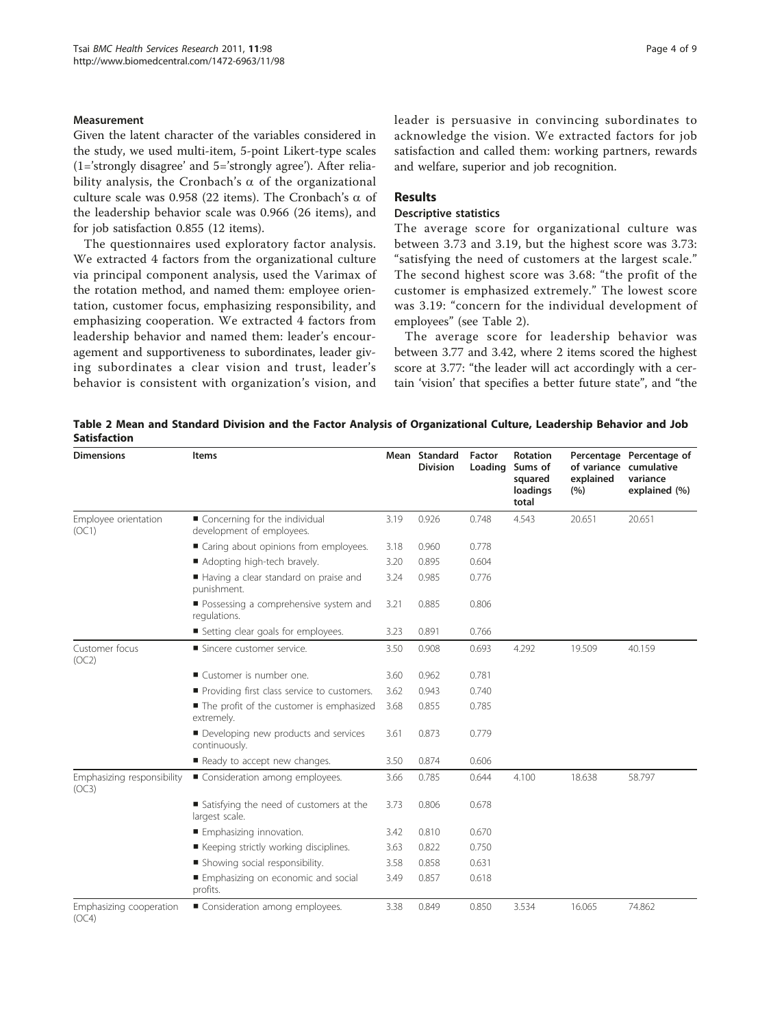### Measurement

Given the latent character of the variables considered in the study, we used multi-item, 5-point Likert-type scales (1='strongly disagree' and 5='strongly agree'). After reliability analysis, the Cronbach's $\alpha$ of the organizational culture scale was 0.958 (22 items). The Cronbach's $\alpha$ of the leadership behavior scale was 0.966 (26 items), and for job satisfaction 0.855 (12 items).

The questionnaires used exploratory factor analysis. We extracted 4 factors from the organizational culture via principal component analysis, used the Varimax of the rotation method, and named them: employee orientation, customer focus, emphasizing responsibility, and emphasizing cooperation. We extracted 4 factors from leadership behavior and named them: leader's encouragement and supportiveness to subordinates, leader giving subordinates a clear vision and trust, leader's behavior is consistent with organization's vision, and leader is persuasive in convincing subordinates to acknowledge the vision. We extracted factors for job satisfaction and called them: working partners, rewards and welfare, superior and job recognition.

## Results

### Descriptive statistics

The average score for organizational culture was between 3.73 and 3.19, but the highest score was 3.73: "satisfying the need of customers at the largest scale." The second highest score was 3.68: "the profit of the customer is emphasized extremely." The lowest score was 3.19: "concern for the individual development of employees" (see Table 2).

The average score for leadership behavior was between 3.77 and 3.42, where 2 items scored the highest score at 3.77: "the leader will act accordingly with a certain 'vision' that specifies a better future state", and "the

**Table 2 Mean and Standard Division and the Factor Analysis of Organizational Culture, Leadership Behavior and Job Satisfaction**

| Dimensions | Items | Mean | Standard Division | Factor Loading | Rotation Sums of squared loadings total | Percentage of variance explained (%) | Percentage of cumulative variance explained (%) |
|---|---|---|---|---|---|---|---|
| Employee orientation (OC1) | ■ Concerning for the individual development of employees. | 3.19 | 0.926 | 0.748 | 4.543 | 20.651 | 20.651 |
| | ■ Caring about opinions from employees. | 3.18 | 0.960 | 0.778 | | | |
| | ■ Adopting high-tech bravely. | 3.20 | 0.895 | 0.604 | | | |
| | ■ Having a clear standard on praise and punishment. | 3.24 | 0.985 | 0.776 | | | |
| | ■ Possessing a comprehensive system and regulations. | 3.21 | 0.885 | 0.806 | | | |
| | ■ Setting clear goals for employees. | 3.23 | 0.891 | 0.766 | | | |
| Customer focus (OC2) | ■ Sincere customer service. | 3.50 | 0.908 | 0.693 | 4.292 | 19.509 | 40.159 |
| | ■ Customer is number one. | 3.60 | 0.962 | 0.781 | | | |
| | ■ Providing first class service to customers. | 3.62 | 0.943 | 0.740 | | | |
| | ■ The profit of the customer is emphasized extremely. | 3.68 | 0.855 | 0.785 | | | |
| | ■ Developing new products and services continuously. | 3.61 | 0.873 | 0.779 | | | |
| | ■ Ready to accept new changes. | 3.50 | 0.874 | 0.606 | | | |
| Emphasizing responsibility (OC3) | ■ Consideration among employees. | 3.66 | 0.785 | 0.644 | 4.100 | 18.638 | 58.797 |
| | ■ Satisfying the need of customers at the largest scale. | 3.73 | 0.806 | 0.678 | | | |
| | ■ Emphasizing innovation. | 3.42 | 0.810 | 0.670 | | | |
| | ■ Keeping strictly working disciplines. | 3.63 | 0.822 | 0.750 | | | |
| | ■ Showing social responsibility. | 3.58 | 0.858 | 0.631 | | | |
| | ■ Emphasizing on economic and social profits. | 3.49 | 0.857 | 0.618 | | | |
| Emphasizing cooperation (OC4) | ■ Consideration among employees. | 3.38 | 0.849 | 0.850 | 3.534 | 16.065 | 74.862 |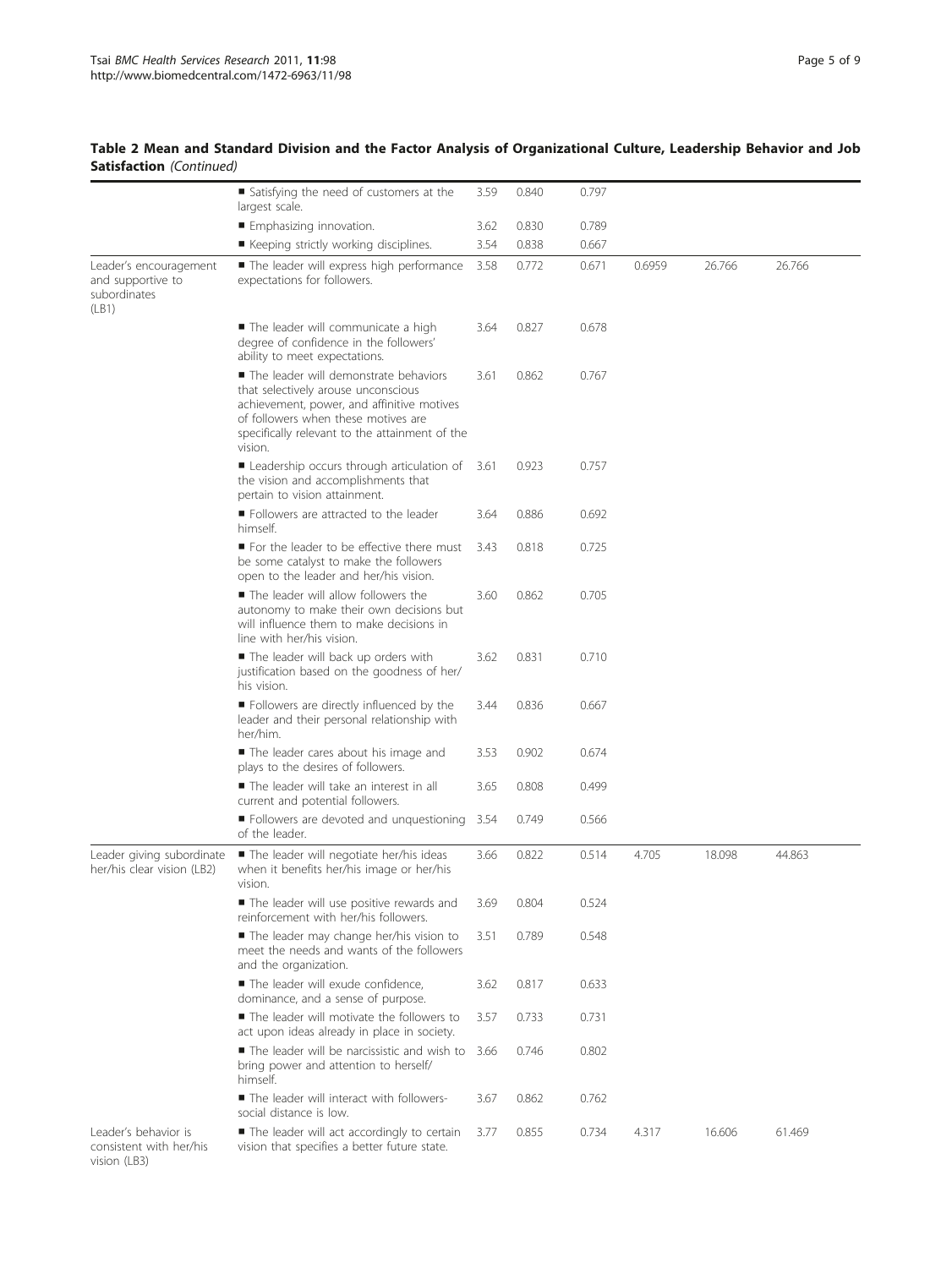**Table 2 Mean and Standard Division and the Factor Analysis of Organizational Culture, Leadership Behavior and Job Satisfaction** *(Continued)*

| | | | | | | | |
|---|---|---|---|---|---|---|---|
| | ■ Satisfying the need of customers at the largest scale. | 3.59 | 0.840 | 0.797 | | | |
| | ■ Emphasizing innovation. | 3.62 | 0.830 | 0.789 | | | |
| | ■ Keeping strictly working disciplines. | 3.54 | 0.838 | 0.667 | | | |
| Leader's encouragement and supportive to subordinates (LB1) | ■ The leader will express high performance expectations for followers. | 3.58 | 0.772 | 0.671 | 0.6959 | 26.766 | 26.766 |
| | ■ The leader will communicate a high degree of confidence in the followers' ability to meet expectations. | 3.64 | 0.827 | 0.678 | | | |
| | ■ The leader will demonstrate behaviors that selectively arouse unconscious achievement, power, and affinitive motives of followers when these motives are specifically relevant to the attainment of the vision. | 3.61 | 0.862 | 0.767 | | | |
| | ■ Leadership occurs through articulation of the vision and accomplishments that pertain to vision attainment. | 3.61 | 0.923 | 0.757 | | | |
| | ■ Followers are attracted to the leader himself. | 3.64 | 0.886 | 0.692 | | | |
| | ■ For the leader to be effective there must be some catalyst to make the followers open to the leader and her/his vision. | 3.43 | 0.818 | 0.725 | | | |
| | ■ The leader will allow followers the autonomy to make their own decisions but will influence them to make decisions in line with her/his vision. | 3.60 | 0.862 | 0.705 | | | |
| | ■ The leader will back up orders with justification based on the goodness of her/his vision. | 3.62 | 0.831 | 0.710 | | | |
| | ■ Followers are directly influenced by the leader and their personal relationship with her/him. | 3.44 | 0.836 | 0.667 | | | |
| | ■ The leader cares about his image and plays to the desires of followers. | 3.53 | 0.902 | 0.674 | | | |
| | ■ The leader will take an interest in all current and potential followers. | 3.65 | 0.808 | 0.499 | | | |
| | ■ Followers are devoted and unquestioning of the leader. | 3.54 | 0.749 | 0.566 | | | |
| Leader giving subordinate her/his clear vision (LB2) | ■ The leader will negotiate her/his ideas when it benefits her/his image or her/his vision. | 3.66 | 0.822 | 0.514 | 4.705 | 18.098 | 44.863 |
| | ■ The leader will use positive rewards and reinforcement with her/his followers. | 3.69 | 0.804 | 0.524 | | | |
| | ■ The leader may change her/his vision to meet the needs and wants of the followers and the organization. | 3.51 | 0.789 | 0.548 | | | |
| | ■ The leader will exude confidence, dominance, and a sense of purpose. | 3.62 | 0.817 | 0.633 | | | |
| | ■ The leader will motivate the followers to act upon ideas already in place in society. | 3.57 | 0.733 | 0.731 | | | |
| | ■ The leader will be narcissistic and wish to bring power and attention to herself/himself. | 3.66 | 0.746 | 0.802 | | | |
| | ■ The leader will interact with followers-social distance is low. | 3.67 | 0.862 | 0.762 | | | |
| Leader's behavior is consistent with her/his vision (LB3) | ■ The leader will act accordingly to certain vision that specifies a better future state. | 3.77 | 0.855 | 0.734 | 4.317 | 16.606 | 61.469 |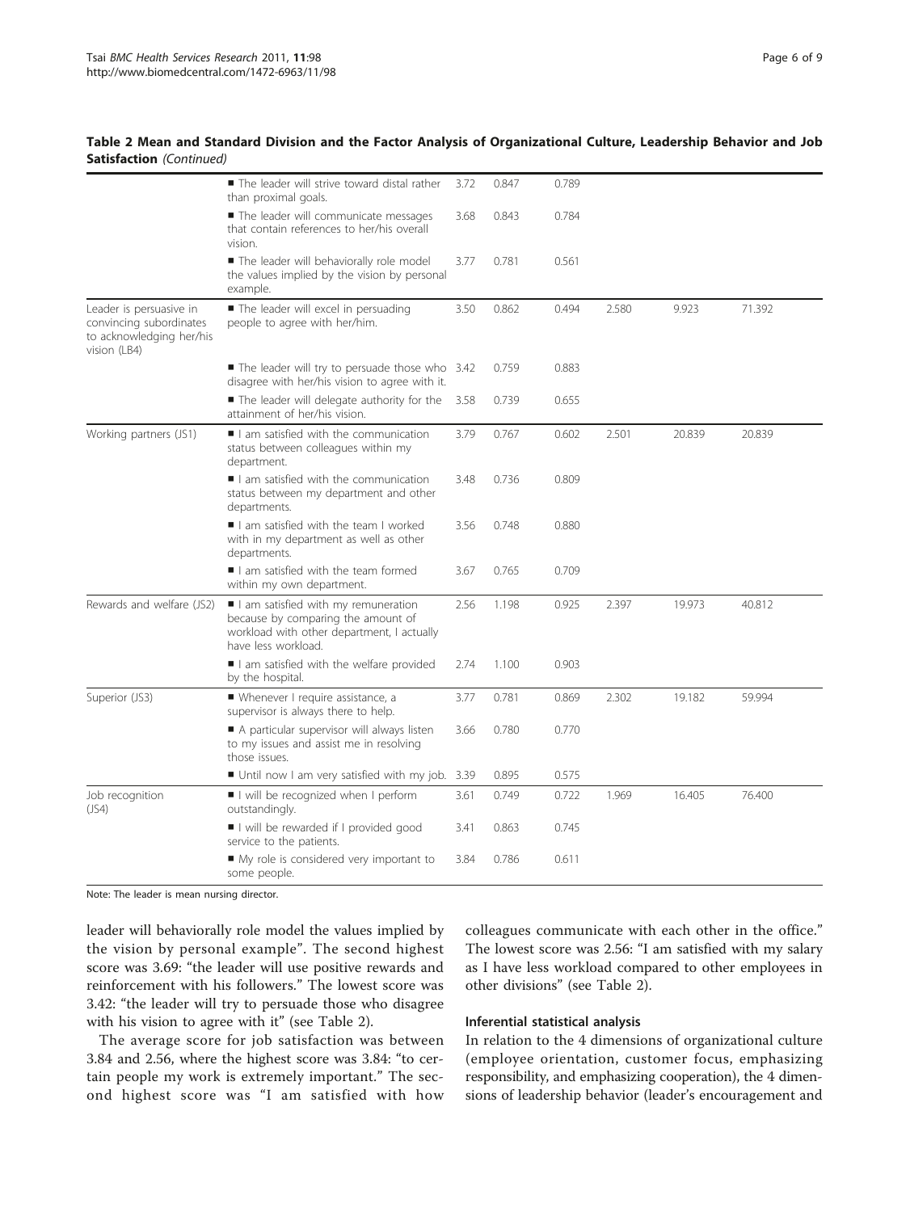**Table 2 Mean and Standard Division and the Factor Analysis of Organizational Culture, Leadership Behavior and Job Satisfaction** *(Continued)*

| | | | | | | | |
|---|---|---|---|---|---|---|---|
| | ■ The leader will strive toward distal rather than proximal goals. | 3.72 | 0.847 | 0.789 | | | |
| | ■ The leader will communicate messages that contain references to her/his overall vision. | 3.68 | 0.843 | 0.784 | | | |
| | ■ The leader will behaviorally role model the values implied by the vision by personal example. | 3.77 | 0.781 | 0.561 | | | |
| Leader is persuasive in convincing subordinates to acknowledging her/his vision (LB4) | ■ The leader will excel in persuading people to agree with her/him. | 3.50 | 0.862 | 0.494 | 2.580 | 9.923 | 71.392 |
| | ■ The leader will try to persuade those who disagree with her/his vision to agree with it. | 3.42 | 0.759 | 0.883 | | | |
| | ■ The leader will delegate authority for the attainment of her/his vision. | 3.58 | 0.739 | 0.655 | | | |
| Working partners (JS1) | ■ I am satisfied with the communication status between colleagues within my department. | 3.79 | 0.767 | 0.602 | 2.501 | 20.839 | 20.839 |
| | ■ I am satisfied with the communication status between my department and other departments. | 3.48 | 0.736 | 0.809 | | | |
| | ■ I am satisfied with the team I worked with in my department as well as other departments. | 3.56 | 0.748 | 0.880 | | | |
| | ■ I am satisfied with the team formed within my own department. | 3.67 | 0.765 | 0.709 | | | |
| Rewards and welfare (JS2) | ■ I am satisfied with my remuneration because by comparing the amount of workload with other department, I actually have less workload. | 2.56 | 1.198 | 0.925 | 2.397 | 19.973 | 40.812 |
| | ■ I am satisfied with the welfare provided by the hospital. | 2.74 | 1.100 | 0.903 | | | |
| Superior (JS3) | ■ Whenever I require assistance, a supervisor is always there to help. | 3.77 | 0.781 | 0.869 | 2.302 | 19.182 | 59.994 |
| | ■ A particular supervisor will always listen to my issues and assist me in resolving those issues. | 3.66 | 0.780 | 0.770 | | | |
| | ■ Until now I am very satisfied with my job. | 3.39 | 0.895 | 0.575 | | | |
| Job recognition (JS4) | ■ I will be recognized when I perform outstandingly. | 3.61 | 0.749 | 0.722 | 1.969 | 16.405 | 76.400 |
| | ■ I will be rewarded if I provided good service to the patients. | 3.41 | 0.863 | 0.745 | | | |
| | ■ My role is considered very important to some people. | 3.84 | 0.786 | 0.611 | | | |

Note: The leader is mean nursing director.

leader will behaviorally role model the values implied by the vision by personal example". The second highest score was 3.69: "the leader will use positive rewards and reinforcement with his followers." The lowest score was 3.42: "the leader will try to persuade those who disagree with his vision to agree with it" (see Table 2).

The average score for job satisfaction was between 3.84 and 2.56, where the highest score was 3.84: "to certain people my work is extremely important." The second highest score was "I am satisfied with how colleagues communicate with each other in the office." The lowest score was 2.56: "I am satisfied with my salary as I have less workload compared to other employees in other divisions" (see Table 2).

### Inferential statistical analysis

In relation to the 4 dimensions of organizational culture (employee orientation, customer focus, emphasizing responsibility, and emphasizing cooperation), the 4 dimensions of leadership behavior (leader's encouragement and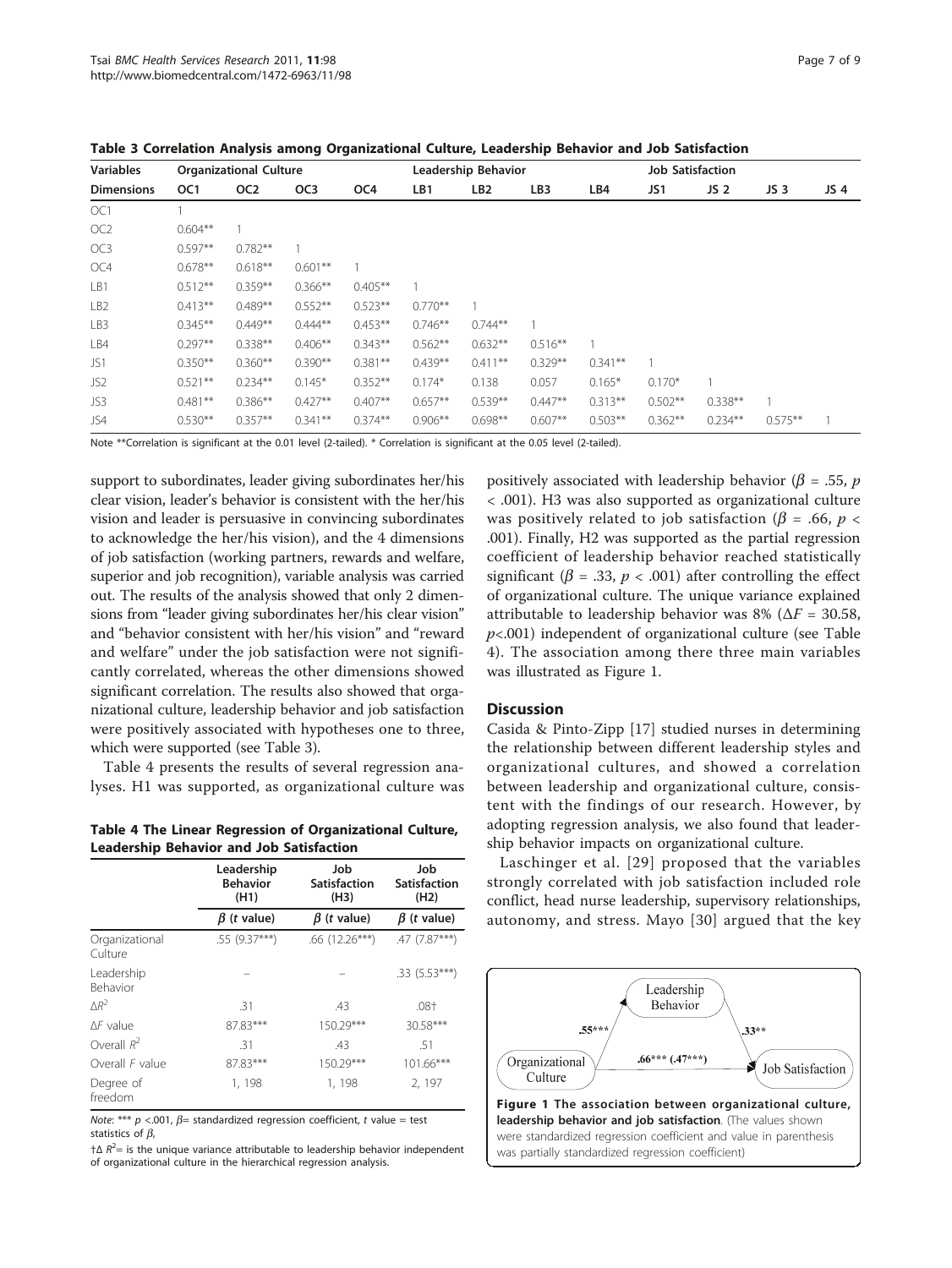**Table 3 Correlation Analysis among Organizational Culture, Leadership Behavior and Job Satisfaction**

| Variables | Organizational Culture | | | | Leadership Behavior | | | | Job Satisfaction | | | |
|---|---|---|---|---|---|---|---|---|---|---|---|---|
| Dimensions | OC1 | OC2 | OC3 | OC4 | LB1 | LB2 | LB3 | LB4 | JS1 | JS 2 | JS 3 | JS 4 |
| OC1 | 1 | | | | | | | | | | | |
| OC2 | 0.604** | 1 | | | | | | | | | | |
| OC3 | 0.597** | 0.782** | 1 | | | | | | | | | |
| OC4 | 0.678** | 0.618** | 0.601** | 1 | | | | | | | | |
| LB1 | 0.512** | 0.359** | 0.366** | 0.405** | 1 | | | | | | | |
| LB2 | 0.413** | 0.489** | 0.552** | 0.523** | 0.770** | 1 | | | | | | |
| LB3 | 0.345** | 0.449** | 0.444** | 0.453** | 0.746** | 0.744** | 1 | | | | | |
| LB4 | 0.297** | 0.338** | 0.406** | 0.343** | 0.562** | 0.632** | 0.516** | 1 | | | | |
| JS1 | 0.350** | 0.360** | 0.390** | 0.381** | 0.439** | 0.411** | 0.329** | 0.341** | 1 | | | |
| JS2 | 0.521** | 0.234** | 0.145* | 0.352** | 0.174* | 0.138 | 0.057 | 0.165* | 0.170* | 1 | | |
| JS3 | 0.481** | 0.386** | 0.427** | 0.407** | 0.657** | 0.539** | 0.447** | 0.313** | 0.502** | 0.338** | 1 | |
| JS4 | 0.530** | 0.357** | 0.341** | 0.374** | 0.906** | 0.698** | 0.607** | 0.503** | 0.362** | 0.234** | 0.575** | 1 |

Note **Correlation is significant at the 0.01 level (2-tailed). * Correlation is significant at the 0.05 level (2-tailed).

support to subordinates, leader giving subordinates her/his clear vision, leader's behavior is consistent with the her/his vision and leader is persuasive in convincing subordinates to acknowledge the her/his vision), and the 4 dimensions of job satisfaction (working partners, rewards and welfare, superior and job recognition), variable analysis was carried out. The results of the analysis showed that only 2 dimensions from "leader giving subordinates her/his clear vision" and "behavior consistent with her/his vision" and "reward and welfare" under the job satisfaction were not significantly correlated, whereas the other dimensions showed significant correlation. The results also showed that organizational culture, leadership behavior and job satisfaction were positively associated with hypotheses one to three, which were supported (see Table 3).

Table 4 presents the results of several regression analyses. H1 was supported, as organizational culture was positively associated with leadership behavior ($\beta$ = .55, $p$ < .001). H3 was also supported as organizational culture was positively related to job satisfaction ($\beta$ = .66, $p$ < .001). Finally, H2 was supported as the partial regression coefficient of leadership behavior reached statistically significant ($\beta$ = .33, $p$ < .001) after controlling the effect of organizational culture. The unique variance explained attributable to leadership behavior was 8% ($\Delta F$ = 30.58, $p$<.001) independent of organizational culture (see Table 4). The association among there three main variables was illustrated as Figure 1.

**Table 4 The Linear Regression of Organizational Culture, Leadership Behavior and Job Satisfaction**

| | Leadership Behavior (H1) | Job Satisfaction (H3) | Job Satisfaction (H2) |
|---|---|---|---|
| | $\beta$ (*t* value) | $\beta$ (*t* value) | $\beta$ (*t* value) |
| Organizational Culture | .55 (9.37***) | .66 (12.26***) | .47 (7.87***) |
| Leadership Behavior | – | – | .33 (5.53***) |
| $\Delta R^2$ | .31 | .43 | .08† |
| $\Delta F$ value | 87.83*** | 150.29*** | 30.58*** |
| Overall $R^2$ | .31 | .43 | .51 |
| Overall *F* value | 87.83*** | 150.29*** | 101.66*** |
| Degree of freedom | 1, 198 | 1, 198 | 2, 197 |

*Note*: *** $p$ <.001, $\beta$= standardized regression coefficient, *t* value = test statistics of $\beta$,

†$\Delta R^2$= is the unique variance attributable to leadership behavior independent of organizational culture in the hierarchical regression analysis.

## Discussion

Casida & Pinto-Zipp [17] studied nurses in determining the relationship between different leadership styles and organizational cultures, and showed a correlation between leadership and organizational culture, consistent with the findings of our research. However, by adopting regression analysis, we also found that leadership behavior impacts on organizational culture.

Laschinger et al. [29] proposed that the variables strongly correlated with job satisfaction included role conflict, head nurse leadership, supervisory relationships, autonomy, and stress. Mayo [30] argued that the key

**Figure 1 The association between organizational culture, leadership behavior and job satisfaction**. (The values shown were standardized regression coefficient and value in parenthesis was partially standardized regression coefficient)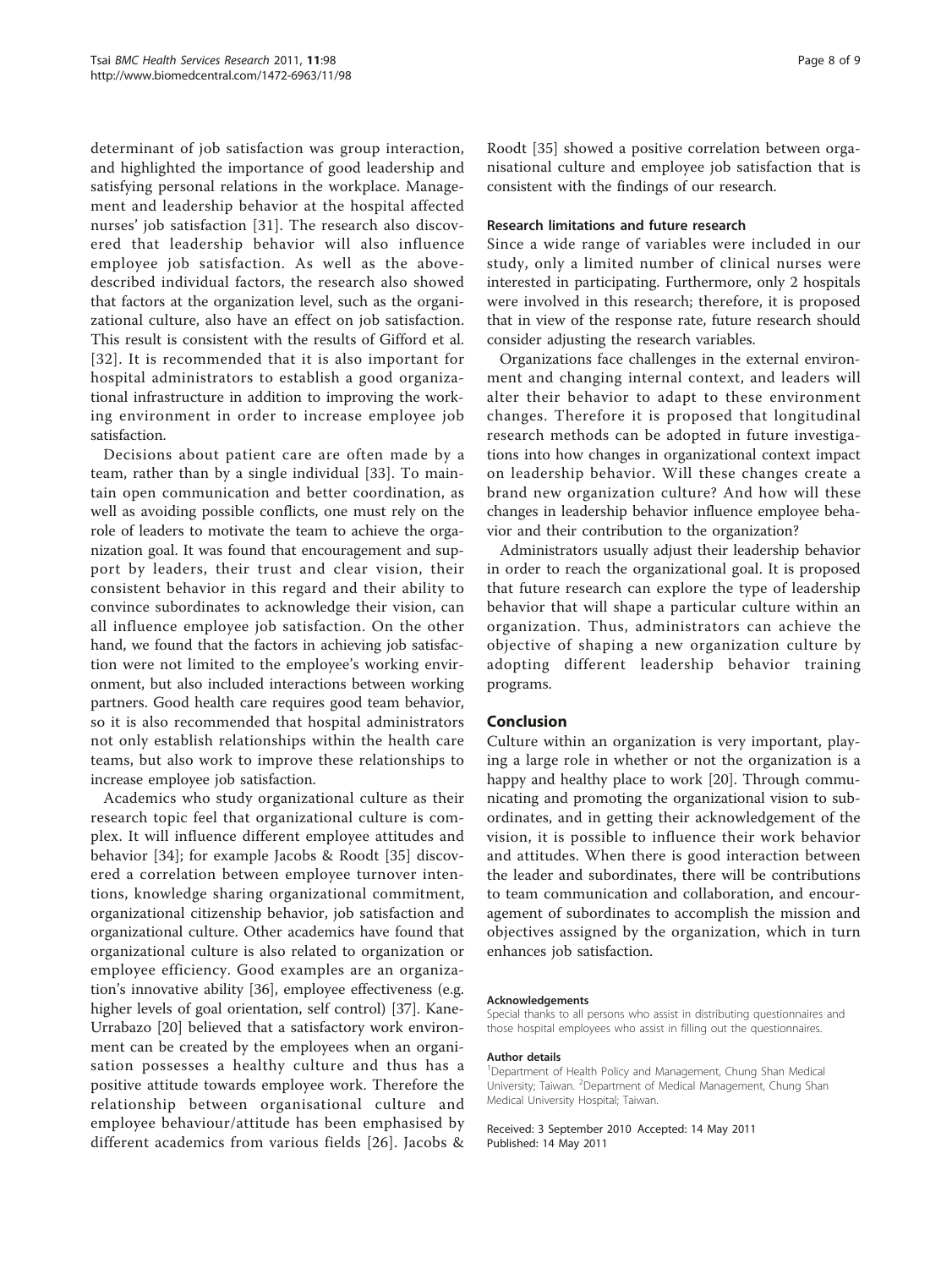determinant of job satisfaction was group interaction, and highlighted the importance of good leadership and satisfying personal relations in the workplace. Management and leadership behavior at the hospital affected nurses' job satisfaction [31]. The research also discovered that leadership behavior will also influence employee job satisfaction. As well as the above-described individual factors, the research also showed that factors at the organization level, such as the organizational culture, also have an effect on job satisfaction. This result is consistent with the results of Gifford et al. [32]. It is recommended that it is also important for hospital administrators to establish a good organizational infrastructure in addition to improving the working environment in order to increase employee job satisfaction.

Decisions about patient care are often made by a team, rather than by a single individual [33]. To maintain open communication and better coordination, as well as avoiding possible conflicts, one must rely on the role of leaders to motivate the team to achieve the organization goal. It was found that encouragement and support by leaders, their trust and clear vision, their consistent behavior in this regard and their ability to convince subordinates to acknowledge their vision, can all influence employee job satisfaction. On the other hand, we found that the factors in achieving job satisfaction were not limited to the employee's working environment, but also included interactions between working partners. Good health care requires good team behavior, so it is also recommended that hospital administrators not only establish relationships within the health care teams, but also work to improve these relationships to increase employee job satisfaction.

Academics who study organizational culture as their research topic feel that organizational culture is complex. It will influence different employee attitudes and behavior [34]; for example Jacobs & Roodt [35] discovered a correlation between employee turnover intentions, knowledge sharing organizational commitment, organizational citizenship behavior, job satisfaction and organizational culture. Other academics have found that organizational culture is also related to organization or employee efficiency. Good examples are an organization's innovative ability [36], employee effectiveness (e.g. higher levels of goal orientation, self control) [37]. Kane-Urrabazo [20] believed that a satisfactory work environment can be created by the employees when an organisation possesses a healthy culture and thus has a positive attitude towards employee work. Therefore the relationship between organisational culture and employee behaviour/attitude has been emphasised by different academics from various fields [26]. Jacobs & Roodt [35] showed a positive correlation between organisational culture and employee job satisfaction that is consistent with the findings of our research.

### Research limitations and future research

Since a wide range of variables were included in our study, only a limited number of clinical nurses were interested in participating. Furthermore, only 2 hospitals were involved in this research; therefore, it is proposed that in view of the response rate, future research should consider adjusting the research variables.

Organizations face challenges in the external environment and changing internal context, and leaders will alter their behavior to adapt to these environment changes. Therefore it is proposed that longitudinal research methods can be adopted in future investigations into how changes in organizational context impact on leadership behavior. Will these changes create a brand new organization culture? And how will these changes in leadership behavior influence employee behavior and their contribution to the organization?

Administrators usually adjust their leadership behavior in order to reach the organizational goal. It is proposed that future research can explore the type of leadership behavior that will shape a particular culture within an organization. Thus, administrators can achieve the objective of shaping a new organization culture by adopting different leadership behavior training programs.

## Conclusion

Culture within an organization is very important, playing a large role in whether or not the organization is a happy and healthy place to work [20]. Through communicating and promoting the organizational vision to subordinates, and in getting their acknowledgement of the vision, it is possible to influence their work behavior and attitudes. When there is good interaction between the leader and subordinates, there will be contributions to team communication and collaboration, and encouragement of subordinates to accomplish the mission and objectives assigned by the organization, which in turn enhances job satisfaction.

#### Acknowledgements

Special thanks to all persons who assist in distributing questionnaires and those hospital employees who assist in filling out the questionnaires.

#### Author details

[1]Department of Health Policy and Management, Chung Shan Medical University; Taiwan. [2]Department of Medical Management, Chung Shan Medical University Hospital; Taiwan.

Received: 3 September 2010 Accepted: 14 May 2011
Published: 14 May 2011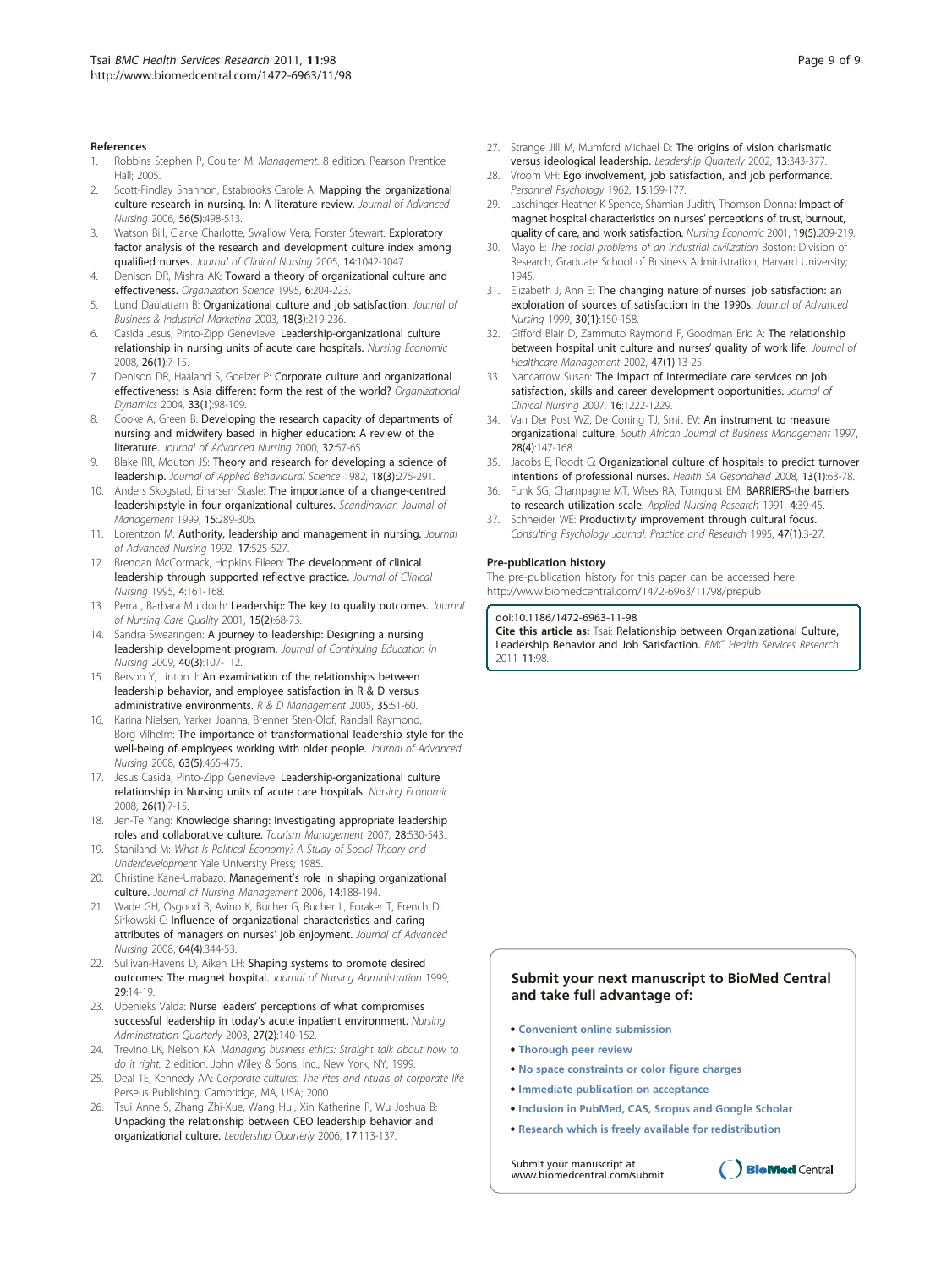## References

1. Robbins Stephen P, Coulter M: *Management.* 8 edition. Pearson Prentice Hall; 2005.
2. Scott-Findlay Shannon, Estabrooks Carole A: **Mapping the organizational culture research in nursing. In: A literature review.** *Journal of Advanced Nursing* 2006, **56(5)**:498-513.
3. Watson Bill, Clarke Charlotte, Swallow Vera, Forster Stewart: **Exploratory factor analysis of the research and development culture index among qualified nurses.** *Journal of Clinical Nursing* 2005, **14**:1042-1047.
4. Denison DR, Mishra AK: **Toward a theory of organizational culture and effectiveness.** *Organization Science* 1995, **6**:204-223.
5. Lund Daulatram B: **Organizational culture and job satisfaction.** *Journal of Business & Industrial Marketing* 2003, **18(3)**:219-236.
6. Casida Jesus, Pinto-Zipp Genevieve: **Leadership-organizational culture relationship in nursing units of acute care hospitals.** *Nursing Economic* 2008, **26(1)**:7-15.
7. Denison DR, Haaland S, Goelzer P: **Corporate culture and organizational effectiveness: Is Asia different form the rest of the world?** *Organizational Dynamics* 2004, **33(1)**:98-109.
8. Cooke A, Green B: **Developing the research capacity of departments of nursing and midwifery based in higher education: A review of the literature.** *Journal of Advanced Nursing* 2000, **32**:57-65.
9. Blake RR, Mouton JS: **Theory and research for developing a science of leadership.** *Journal of Applied Behavioural Science* 1982, **18(3)**:275-291.
10. Anders Skogstad, Einarsen Stasle: **The importance of a change-centred leadershipstyle in four organizational cultures.** *Scandinavian Journal of Management* 1999, **15**:289-306.
11. Lorentzon M: **Authority, leadership and management in nursing.** *Journal of Advanced Nursing* 1992, **17**:525-527.
12. Brendan McCormack, Hopkins Eileen: **The development of clinical leadership through supported reflective practice.** *Journal of Clinical Nursing* 1995, **4**:161-168.
13. Perra , Barbara Murdoch: **Leadership: The key to quality outcomes.** *Journal of Nursing Care Quality* 2001, **15(2)**:68-73.
14. Sandra Swearingen: **A journey to leadership: Designing a nursing leadership development program.** *Journal of Continuing Education in Nursing* 2009, **40(3)**:107-112.
15. Berson Y, Linton J: **An examination of the relationships between leadership behavior, and employee satisfaction in R & D versus administrative environments.** *R & D Management* 2005, **35**:51-60.
16. Karina Nielsen, Yarker Joanna, Brenner Sten-Olof, Randall Raymond, Borg Vilhelm: **The importance of transformational leadership style for the well-being of employees working with older people.** *Journal of Advanced Nursing* 2008, **63(5)**:465-475.
17. Jesus Casida, Pinto-Zipp Genevieve: **Leadership-organizational culture relationship in Nursing units of acute care hospitals.** *Nursing Economic* 2008, **26(1)**:7-15.
18. Jen-Te Yang: **Knowledge sharing: Investigating appropriate leadership roles and collaborative culture.** *Tourism Management* 2007, **28**:530-543.
19. Staniland M: *What Is Political Economy? A Study of Social Theory and Underdevelopment* Yale University Press; 1985.
20. Christine Kane-Urrabazo: **Management's role in shaping organizational culture.** *Journal of Nursing Management* 2006, **14**:188-194.
21. Wade GH, Osgood B, Avino K, Bucher G, Bucher L, Foraker T, French D, Sirkowski C: **Influence of organizational characteristics and caring attributes of managers on nurses' job enjoyment.** *Journal of Advanced Nursing* 2008, **64(4)**:344-53.
22. Sullivan-Havens D, Aiken LH: **Shaping systems to promote desired outcomes: The magnet hospital.** *Journal of Nursing Administration* 1999, **29**:14-19.
23. Upenieks Valda: **Nurse leaders' perceptions of what compromises successful leadership in today's acute inpatient environment.** *Nursing Administration Quarterly* 2003, **27(2)**:140-152.
24. Trevino LK, Nelson KA: *Managing business ethics: Straight talk about how to do it right.* 2 edition. John Wiley & Sons, Inc., New York, NY; 1999.
25. Deal TE, Kennedy AA: *Corporate cultures: The rites and rituals of corporate life* Perseus Publishing, Cambridge, MA, USA; 2000.
26. Tsui Anne S, Zhang Zhi-Xue, Wang Hui, Xin Katherine R, Wu Joshua B: **Unpacking the relationship between CEO leadership behavior and organizational culture.** *Leadership Quarterly* 2006, **17**:113-137.
27. Strange Jill M, Mumford Michael D: **The origins of vision charismatic versus ideological leadership.** *Leadership Quarterly* 2002, **13**:343-377.
28. Vroom VH: **Ego involvement, job satisfaction, and job performance.** *Personnel Psychology* 1962, **15**:159-177.
29. Laschinger Heather K Spence, Shamian Judith, Thomson Donna: **Impact of magnet hospital characteristics on nurses' perceptions of trust, burnout, quality of care, and work satisfaction.** *Nursing Economic* 2001, **19(5)**:209-219.
30. Mayo E: *The social problems of an industrial civilization* Boston: Division of Research, Graduate School of Business Administration, Harvard University; 1945.
31. Elizabeth J, Ann E: **The changing nature of nurses' job satisfaction: an exploration of sources of satisfaction in the 1990s.** *Journal of Advanced Nursing* 1999, **30(1)**:150-158.
32. Gifford Blair D, Zammuto Raymond F, Goodman Eric A: **The relationship between hospital unit culture and nurses' quality of work life.** *Journal of Healthcare Management* 2002, **47(1)**:13-25.
33. Nancarrow Susan: **The impact of intermediate care services on job satisfaction, skills and career development opportunities.** *Journal of Clinical Nursing* 2007, **16**:1222-1229.
34. Van Der Post WZ, De Coning TJ, Smit EV: **An instrument to measure organizational culture.** *South African Journal of Business Management* 1997, **28(4)**:147-168.
35. Jacobs E, Roodt G: **Organizational culture of hospitals to predict turnover intentions of professional nurses.** *Health SA Gesondheid* 2008, **13(1)**:63-78.
36. Funk SG, Champagne MT, Wises RA, Tornquist EM: **BARRIERS-the barriers to research utilization scale.** *Applied Nursing Research* 1991, **4**:39-45.
37. Schneider WE: **Productivity improvement through cultural focus.** *Consulting Psychology Journal: Practice and Research* 1995, **47(1)**:3-27.

### Pre-publication history

The pre-publication history for this paper can be accessed here: http://www.biomedcentral.com/1472-6963/11/98/prepub

doi:10.1186/1472-6963-11-98

**Cite this article as:** Tsai: Relationship between Organizational Culture, Leadership Behavior and Job Satisfaction. *BMC Health Services Research* 2011 **11**:98.

### Submit your next manuscript to BioMed Central and take full advantage of:

- Convenient online submission
- Thorough peer review
- No space constraints or color figure charges
- Immediate publication on acceptance
- Inclusion in PubMed, CAS, Scopus and Google Scholar
- Research which is freely available for redistribution

Submit your manuscript at www.biomedcentral.com/submit

BioMed Central